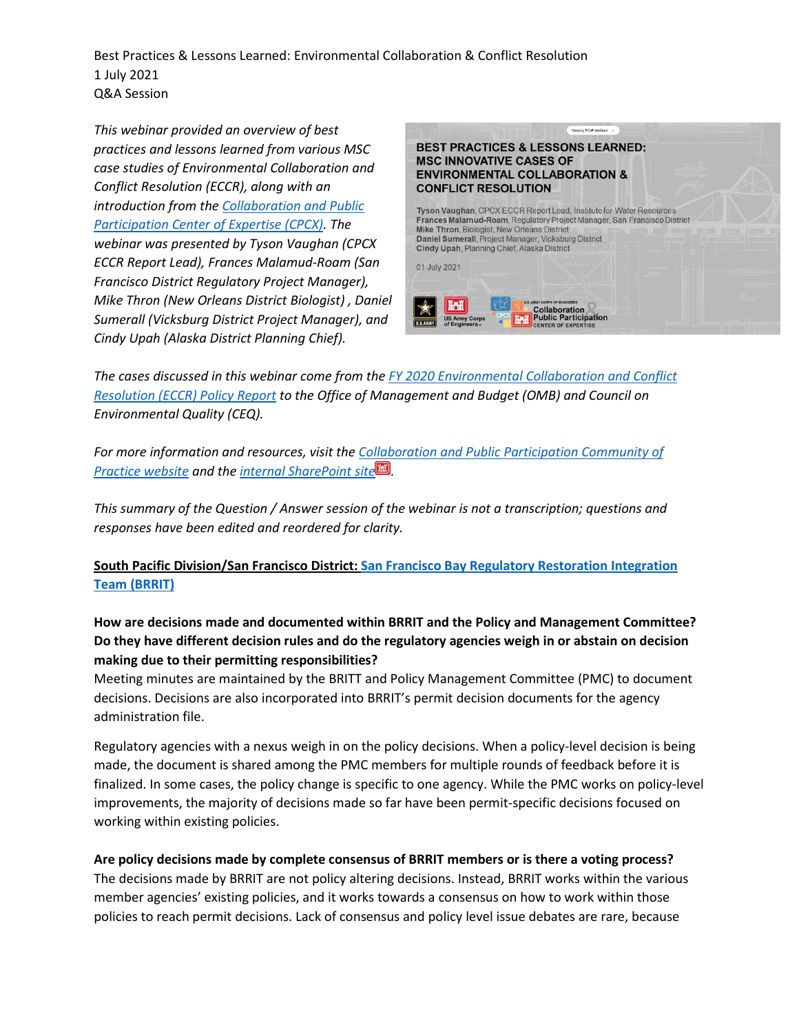Best Practices & Lessons Learned: Environmental Collaboration & Conflict Resolution
1 July 2021
Q&A Session

*This webinar provided an overview of best practices and lessons learned from various MSC case studies of Environmental Collaboration and Conflict Resolution (ECCR), along with an introduction from the Collaboration and Public Participation Center of Expertise (CPCX). The webinar was presented by Tyson Vaughan (CPCX ECCR Report Lead), Frances Malamud-Roam (San Francisco District Regulatory Project Manager), Mike Thron (New Orleans District Biologist) , Daniel Sumerall (Vicksburg District Project Manager), and Cindy Upah (Alaska District Planning Chief).*

*The cases discussed in this webinar come from the FY 2020 Environmental Collaboration and Conflict Resolution (ECCR) Policy Report to the Office of Management and Budget (OMB) and Council on Environmental Quality (CEQ).*

*For more information and resources, visit the Collaboration and Public Participation Community of Practice website and the internal SharePoint site.*

*This summary of the Question / Answer session of the webinar is not a transcription; questions and responses have been edited and reordered for clarity.*

**South Pacific Division/San Francisco District: San Francisco Bay Regulatory Restoration Integration Team (BRRIT)**

**How are decisions made and documented within BRRIT and the Policy and Management Committee? Do they have different decision rules and do the regulatory agencies weigh in or abstain on decision making due to their permitting responsibilities?**

Meeting minutes are maintained by the BRITT and Policy Management Committee (PMC) to document decisions. Decisions are also incorporated into BRRIT's permit decision documents for the agency administration file.

Regulatory agencies with a nexus weigh in on the policy decisions. When a policy-level decision is being made, the document is shared among the PMC members for multiple rounds of feedback before it is finalized. In some cases, the policy change is specific to one agency. While the PMC works on policy-level improvements, the majority of decisions made so far have been permit-specific decisions focused on working within existing policies.

**Are policy decisions made by complete consensus of BRRIT members or is there a voting process?**

The decisions made by BRRIT are not policy altering decisions. Instead, BRRIT works within the various member agencies' existing policies, and it works towards a consensus on how to work within those policies to reach permit decisions. Lack of consensus and policy level issue debates are rare, because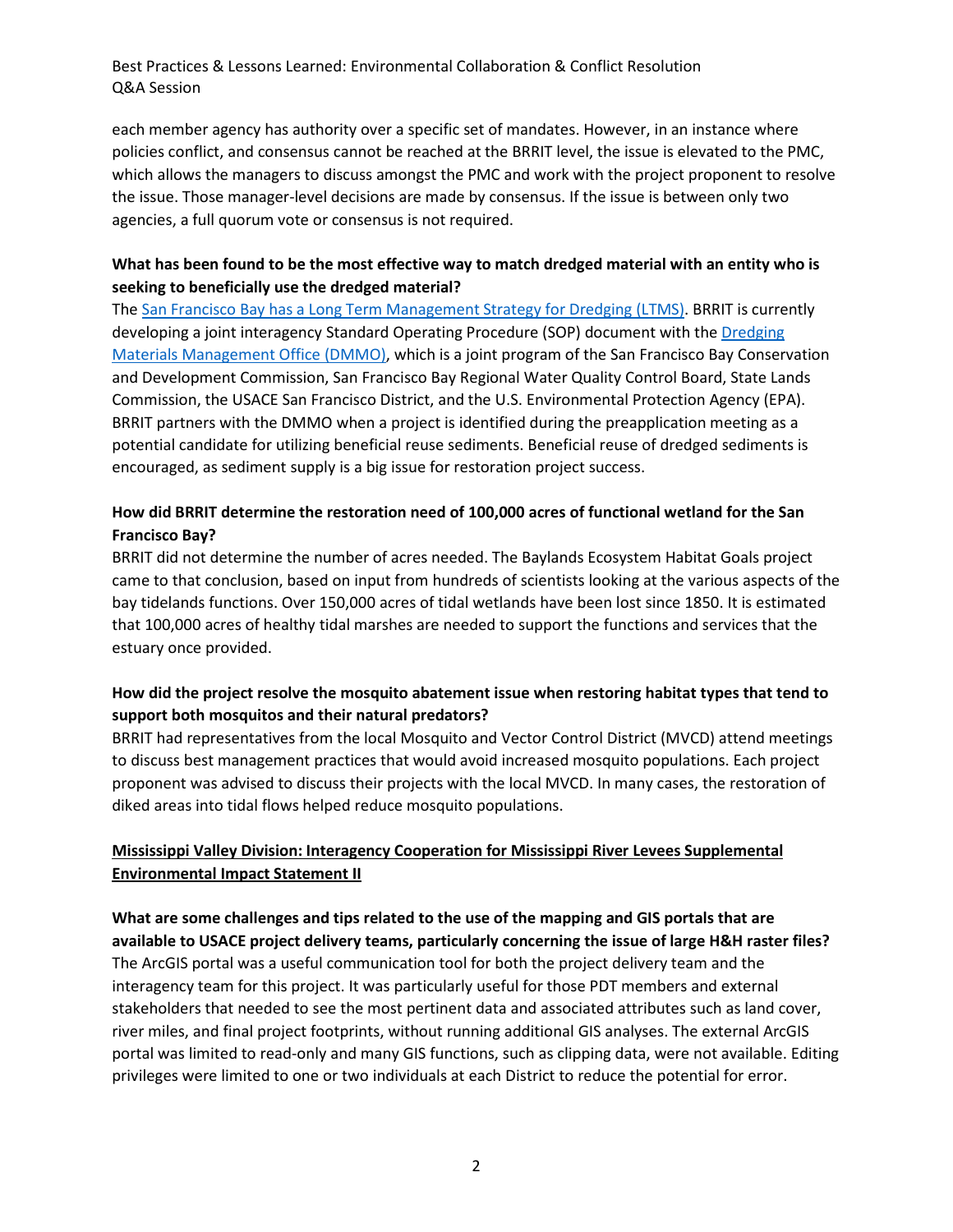each member agency has authority over a specific set of mandates. However, in an instance where policies conflict, and consensus cannot be reached at the BRRIT level, the issue is elevated to the PMC, which allows the managers to discuss amongst the PMC and work with the project proponent to resolve the issue. Those manager-level decisions are made by consensus. If the issue is between only two agencies, a full quorum vote or consensus is not required.

**What has been found to be the most effective way to match dredged material with an entity who is seeking to beneficially use the dredged material?**

The San Francisco Bay has a Long Term Management Strategy for Dredging (LTMS). BRRIT is currently developing a joint interagency Standard Operating Procedure (SOP) document with the Dredging Materials Management Office (DMMO), which is a joint program of the San Francisco Bay Conservation and Development Commission, San Francisco Bay Regional Water Quality Control Board, State Lands Commission, the USACE San Francisco District, and the U.S. Environmental Protection Agency (EPA). BRRIT partners with the DMMO when a project is identified during the preapplication meeting as a potential candidate for utilizing beneficial reuse sediments. Beneficial reuse of dredged sediments is encouraged, as sediment supply is a big issue for restoration project success.

**How did BRRIT determine the restoration need of 100,000 acres of functional wetland for the San Francisco Bay?**

BRRIT did not determine the number of acres needed. The Baylands Ecosystem Habitat Goals project came to that conclusion, based on input from hundreds of scientists looking at the various aspects of the bay tidelands functions. Over 150,000 acres of tidal wetlands have been lost since 1850. It is estimated that 100,000 acres of healthy tidal marshes are needed to support the functions and services that the estuary once provided.

**How did the project resolve the mosquito abatement issue when restoring habitat types that tend to support both mosquitos and their natural predators?**

BRRIT had representatives from the local Mosquito and Vector Control District (MVCD) attend meetings to discuss best management practices that would avoid increased mosquito populations. Each project proponent was advised to discuss their projects with the local MVCD. In many cases, the restoration of diked areas into tidal flows helped reduce mosquito populations.

## Mississippi Valley Division: Interagency Cooperation for Mississippi River Levees Supplemental Environmental Impact Statement II

**What are some challenges and tips related to the use of the mapping and GIS portals that are available to USACE project delivery teams, particularly concerning the issue of large H&H raster files?**

The ArcGIS portal was a useful communication tool for both the project delivery team and the interagency team for this project. It was particularly useful for those PDT members and external stakeholders that needed to see the most pertinent data and associated attributes such as land cover, river miles, and final project footprints, without running additional GIS analyses. The external ArcGIS portal was limited to read-only and many GIS functions, such as clipping data, were not available. Editing privileges were limited to one or two individuals at each District to reduce the potential for error.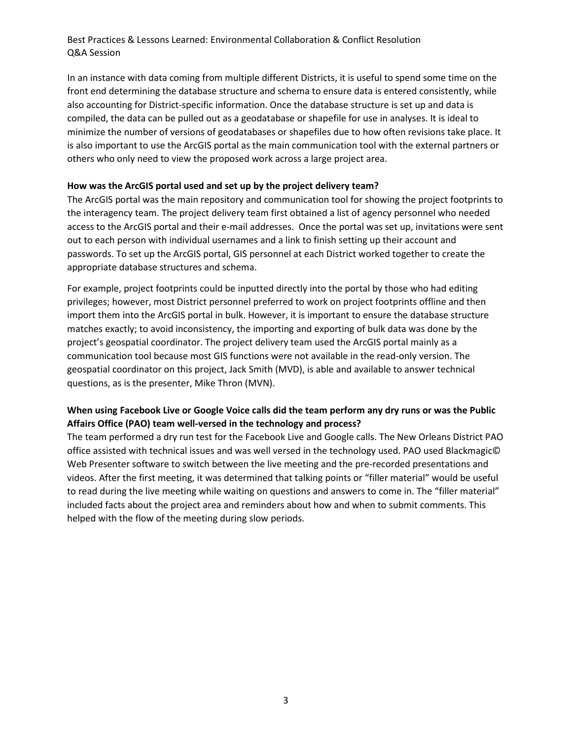In an instance with data coming from multiple different Districts, it is useful to spend some time on the front end determining the database structure and schema to ensure data is entered consistently, while also accounting for District-specific information. Once the database structure is set up and data is compiled, the data can be pulled out as a geodatabase or shapefile for use in analyses. It is ideal to minimize the number of versions of geodatabases or shapefiles due to how often revisions take place. It is also important to use the ArcGIS portal as the main communication tool with the external partners or others who only need to view the proposed work across a large project area.

**How was the ArcGIS portal used and set up by the project delivery team?**

The ArcGIS portal was the main repository and communication tool for showing the project footprints to the interagency team. The project delivery team first obtained a list of agency personnel who needed access to the ArcGIS portal and their e-mail addresses. Once the portal was set up, invitations were sent out to each person with individual usernames and a link to finish setting up their account and passwords. To set up the ArcGIS portal, GIS personnel at each District worked together to create the appropriate database structures and schema.

For example, project footprints could be inputted directly into the portal by those who had editing privileges; however, most District personnel preferred to work on project footprints offline and then import them into the ArcGIS portal in bulk. However, it is important to ensure the database structure matches exactly; to avoid inconsistency, the importing and exporting of bulk data was done by the project's geospatial coordinator. The project delivery team used the ArcGIS portal mainly as a communication tool because most GIS functions were not available in the read-only version. The geospatial coordinator on this project, Jack Smith (MVD), is able and available to answer technical questions, as is the presenter, Mike Thron (MVN).

**When using Facebook Live or Google Voice calls did the team perform any dry runs or was the Public Affairs Office (PAO) team well-versed in the technology and process?**

The team performed a dry run test for the Facebook Live and Google calls. The New Orleans District PAO office assisted with technical issues and was well versed in the technology used. PAO used Blackmagic© Web Presenter software to switch between the live meeting and the pre-recorded presentations and videos. After the first meeting, it was determined that talking points or "filler material" would be useful to read during the live meeting while waiting on questions and answers to come in. The "filler material" included facts about the project area and reminders about how and when to submit comments. This helped with the flow of the meeting during slow periods.